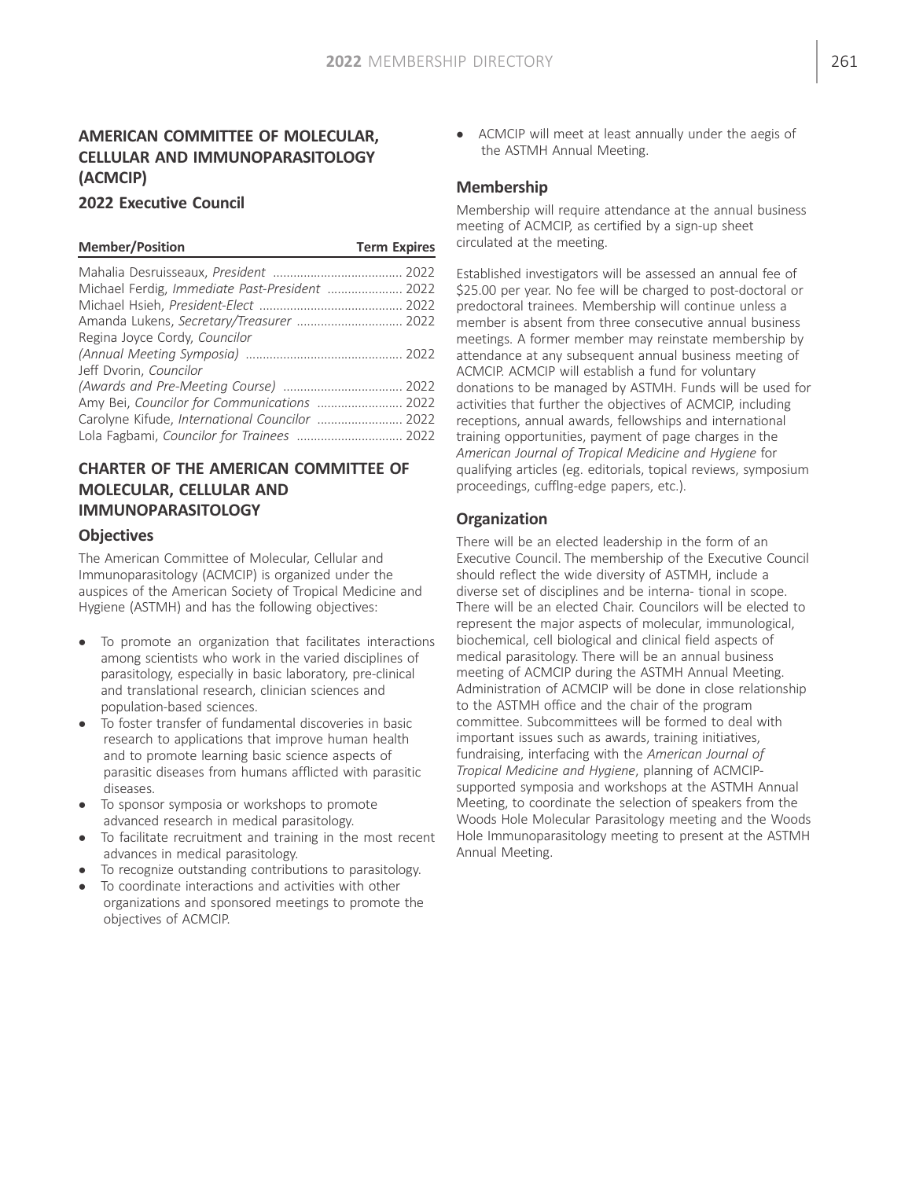## AMERICAN COMMITTEE OF MOLECULAR, CELLULAR AND IMMUNOPARASITOLOGY (ACMCIP)

### 2022 Executive Council

| Member/Position | Term Expires |
| --- | --- |
| Mahalia Desruisseaux, *President* | 2022 |
| Michael Ferdig, *Immediate Past-President* | 2022 |
| Michael Hsieh, *President-Elect* | 2022 |
| Amanda Lukens, *Secretary/Treasurer* | 2022 |
| Regina Joyce Cordy, *Councilor (Annual Meeting Symposia)* | 2022 |
| Jeff Dvorin, *Councilor (Awards and Pre-Meeting Course)* | 2022 |
| Amy Bei, *Councilor for Communications* | 2022 |
| Carolyne Kifude, *International Councilor* | 2022 |
| Lola Fagbami, *Councilor for Trainees* | 2022 |

## CHARTER OF THE AMERICAN COMMITTEE OF MOLECULAR, CELLULAR AND IMMUNOPARASITOLOGY

### Objectives

The American Committee of Molecular, Cellular and Immunoparasitology (ACMCIP) is organized under the auspices of the American Society of Tropical Medicine and Hygiene (ASTMH) and has the following objectives:

- To promote an organization that facilitates interactions among scientists who work in the varied disciplines of parasitology, especially in basic laboratory, pre-clinical and translational research, clinician sciences and population-based sciences.
- To foster transfer of fundamental discoveries in basic research to applications that improve human health and to promote learning basic science aspects of parasitic diseases from humans afflicted with parasitic diseases.
- To sponsor symposia or workshops to promote advanced research in medical parasitology.
- To facilitate recruitment and training in the most recent advances in medical parasitology.
- To recognize outstanding contributions to parasitology.
- To coordinate interactions and activities with other organizations and sponsored meetings to promote the objectives of ACMCIP.
- ACMCIP will meet at least annually under the aegis of the ASTMH Annual Meeting.

### Membership

Membership will require attendance at the annual business meeting of ACMCIP, as certified by a sign-up sheet circulated at the meeting.

Established investigators will be assessed an annual fee of $25.00 per year. No fee will be charged to post-doctoral or predoctoral trainees. Membership will continue unless a member is absent from three consecutive annual business meetings. A former member may reinstate membership by attendance at any subsequent annual business meeting of ACMCIP. ACMCIP will establish a fund for voluntary donations to be managed by ASTMH. Funds will be used for activities that further the objectives of ACMCIP, including receptions, annual awards, fellowships and international training opportunities, payment of page charges in the *American Journal of Tropical Medicine and Hygiene* for qualifying articles (eg. editorials, topical reviews, symposium proceedings, cufflng-edge papers, etc.).

### Organization

There will be an elected leadership in the form of an Executive Council. The membership of the Executive Council should reflect the wide diversity of ASTMH, include a diverse set of disciplines and be interna- tional in scope. There will be an elected Chair. Councilors will be elected to represent the major aspects of molecular, immunological, biochemical, cell biological and clinical field aspects of medical parasitology. There will be an annual business meeting of ACMCIP during the ASTMH Annual Meeting. Administration of ACMCIP will be done in close relationship to the ASTMH office and the chair of the program committee. Subcommittees will be formed to deal with important issues such as awards, training initiatives, fundraising, interfacing with the *American Journal of Tropical Medicine and Hygiene*, planning of ACMCIP-supported symposia and workshops at the ASTMH Annual Meeting, to coordinate the selection of speakers from the Woods Hole Molecular Parasitology meeting and the Woods Hole Immunoparasitology meeting to present at the ASTMH Annual Meeting.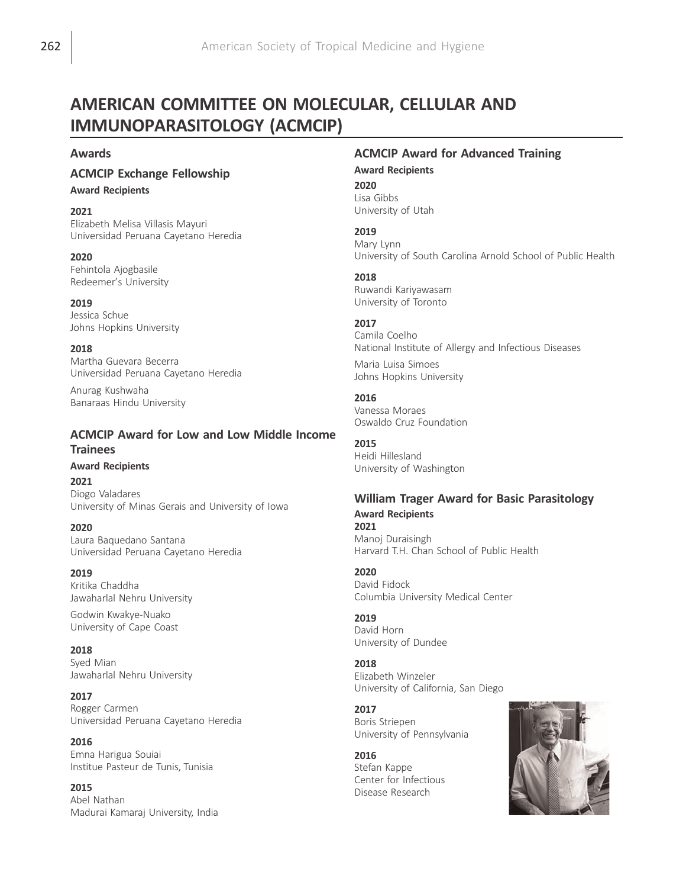# AMERICAN COMMITTEE ON MOLECULAR, CELLULAR AND IMMUNOPARASITOLOGY (ACMCIP)

## Awards

### ACMCIP Exchange Fellowship

**Award Recipients**

**2021**
Elizabeth Melisa Villasis Mayuri
Universidad Peruana Cayetano Heredia

**2020**
Fehintola Ajogbasile
Redeemer's University

**2019**
Jessica Schue
Johns Hopkins University

**2018**
Martha Guevara Becerra
Universidad Peruana Cayetano Heredia

Anurag Kushwaha
Banaraas Hindu University

### ACMCIP Award for Low and Low Middle Income Trainees

**Award Recipients**

**2021**
Diogo Valadares
University of Minas Gerais and University of Iowa

**2020**
Laura Baquedano Santana
Universidad Peruana Cayetano Heredia

**2019**
Kritika Chaddha
Jawaharlal Nehru University

Godwin Kwakye-Nuako
University of Cape Coast

**2018**
Syed Mian
Jawaharlal Nehru University

**2017**
Rogger Carmen
Universidad Peruana Cayetano Heredia

**2016**
Emna Harigua Souiai
Institue Pasteur de Tunis, Tunisia

**2015**
Abel Nathan
Madurai Kamaraj University, India

### ACMCIP Award for Advanced Training

**Award Recipients**

**2020**
Lisa Gibbs
University of Utah

**2019**
Mary Lynn
University of South Carolina Arnold School of Public Health

**2018**
Ruwandi Kariyawasam
University of Toronto

**2017**
Camila Coelho
National Institute of Allergy and Infectious Diseases

Maria Luisa Simoes
Johns Hopkins University

**2016**
Vanessa Moraes
Oswaldo Cruz Foundation

**2015**
Heidi Hillesland
University of Washington

### William Trager Award for Basic Parasitology

**Award Recipients**

**2021**
Manoj Duraisingh
Harvard T.H. Chan School of Public Health

**2020**
David Fidock
Columbia University Medical Center

**2019**
David Horn
University of Dundee

**2018**
Elizabeth Winzeler
University of California, San Diego

**2017**
Boris Striepen
University of Pennsylvania

**2016**
Stefan Kappe
Center for Infectious
Disease Research